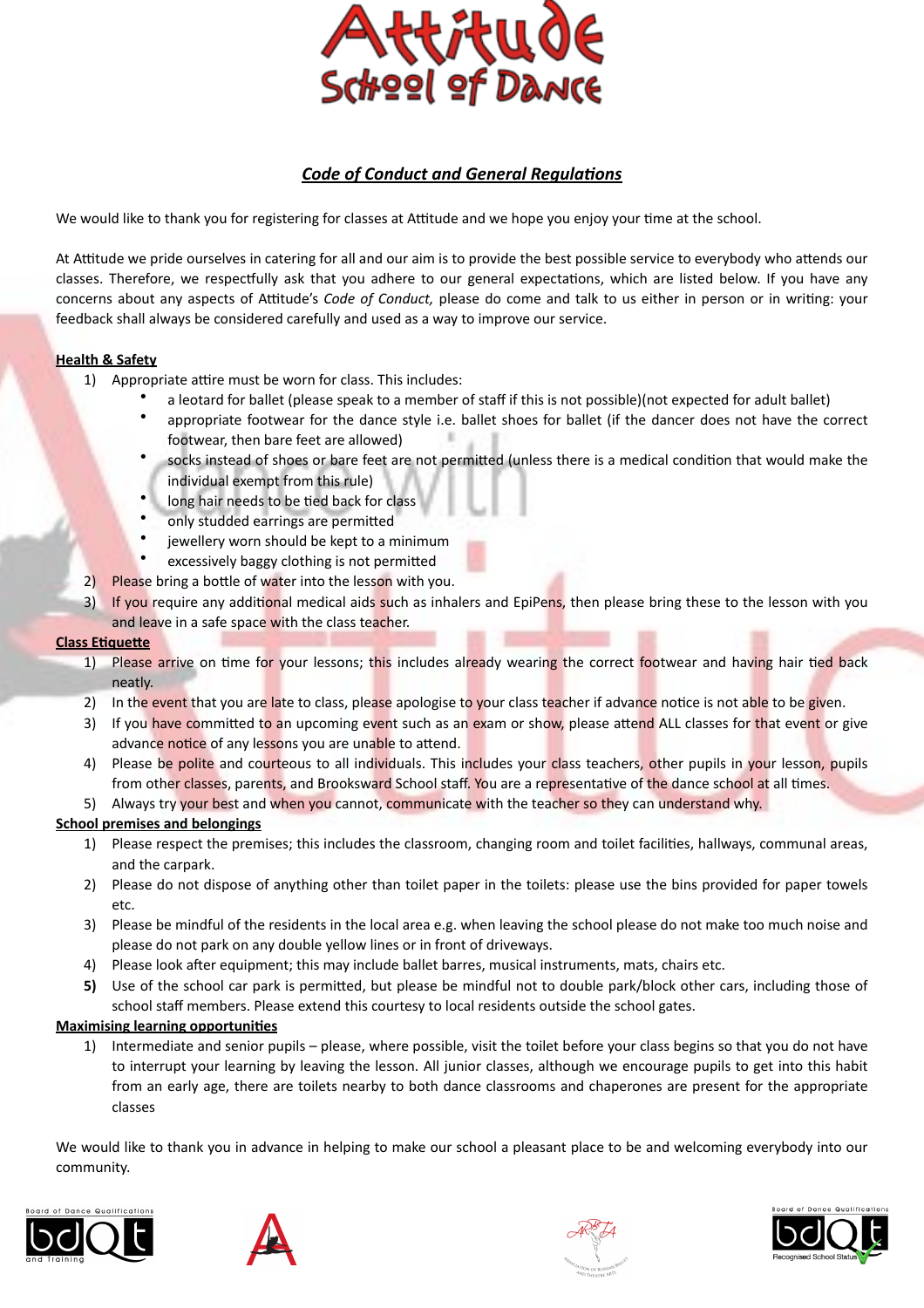# Attitude School of Dance

## *Code of Conduct and General Regulations*

We would like to thank you for registering for classes at Attitude and we hope you enjoy your time at the school.

At Attitude we pride ourselves in catering for all and our aim is to provide the best possible service to everybody who attends our classes. Therefore, we respectfully ask that you adhere to our general expectations, which are listed below. If you have any concerns about any aspects of Attitude's *Code of Conduct,* please do come and talk to us either in person or in writing: your feedback shall always be considered carefully and used as a way to improve our service.

**Health & Safety**

1) Appropriate attire must be worn for class. This includes:
    - a leotard for ballet (please speak to a member of staff if this is not possible)(not expected for adult ballet)
    - appropriate footwear for the dance style i.e. ballet shoes for ballet (if the dancer does not have the correct footwear, then bare feet are allowed)
    - socks instead of shoes or bare feet are not permitted (unless there is a medical condition that would make the individual exempt from this rule)
    - long hair needs to be tied back for class
    - only studded earrings are permitted
    - jewellery worn should be kept to a minimum
    - excessively baggy clothing is not permitted
2) Please bring a bottle of water into the lesson with you.
3) If you require any additional medical aids such as inhalers and EpiPens, then please bring these to the lesson with you and leave in a safe space with the class teacher.

**Class Etiquette**

1) Please arrive on time for your lessons; this includes already wearing the correct footwear and having hair tied back neatly.
2) In the event that you are late to class, please apologise to your class teacher if advance notice is not able to be given.
3) If you have committed to an upcoming event such as an exam or show, please attend ALL classes for that event or give advance notice of any lessons you are unable to attend.
4) Please be polite and courteous to all individuals. This includes your class teachers, other pupils in your lesson, pupils from other classes, parents, and Brooksward School staff. You are a representative of the dance school at all times.
5) Always try your best and when you cannot, communicate with the teacher so they can understand why.

**School premises and belongings**

1) Please respect the premises; this includes the classroom, changing room and toilet facilities, hallways, communal areas, and the carpark.
2) Please do not dispose of anything other than toilet paper in the toilets: please use the bins provided for paper towels etc.
3) Please be mindful of the residents in the local area e.g. when leaving the school please do not make too much noise and please do not park on any double yellow lines or in front of driveways.
4) Please look after equipment; this may include ballet barres, musical instruments, mats, chairs etc.
5) Use of the school car park is permitted, but please be mindful not to double park/block other cars, including those of school staff members. Please extend this courtesy to local residents outside the school gates.

**Maximising learning opportunities**

1) Intermediate and senior pupils – please, where possible, visit the toilet before your class begins so that you do not have to interrupt your learning by leaving the lesson. All junior classes, although we encourage pupils to get into this habit from an early age, there are toilets nearby to both dance classrooms and chaperones are present for the appropriate classes

We would like to thank you in advance in helping to make our school a pleasant place to be and welcoming everybody into our community.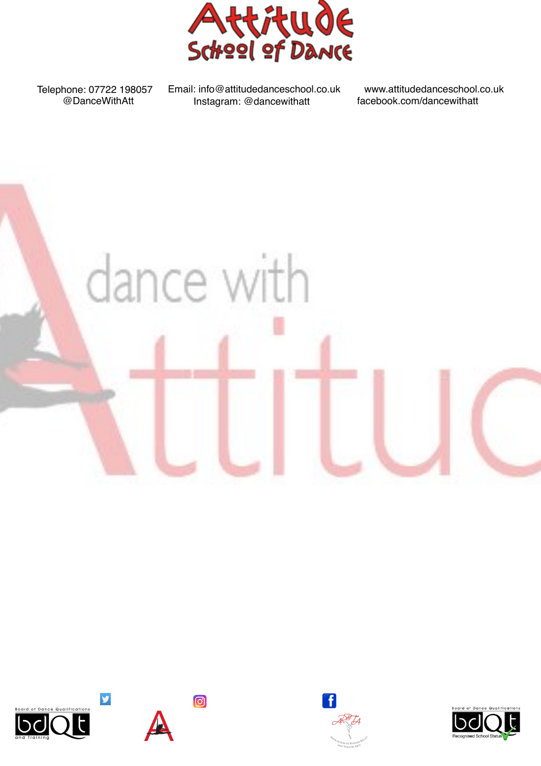# Attitude School of Dance

Telephone: 07722 198057
@DanceWithAtt

Email: info@attitudedanceschool.co.uk
Instagram: @dancewithatt

www.attitudedanceschool.co.uk
facebook.com/dancewithatt